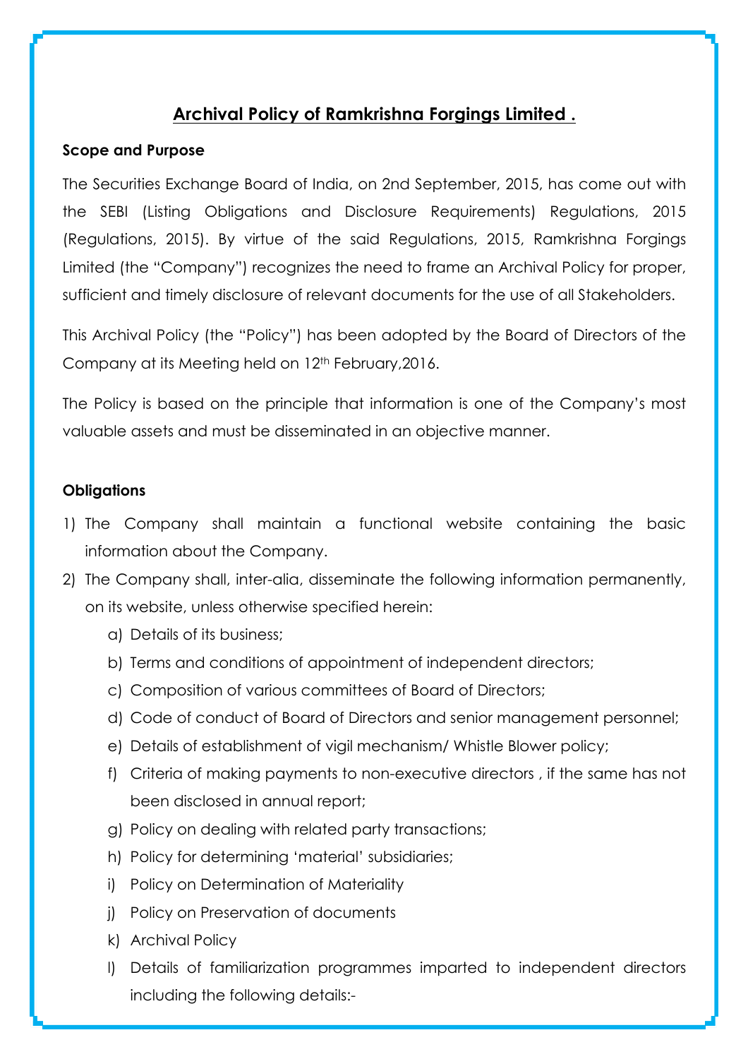## Archival Policy of Ramkrishna Forgings Limited .

**Scope and Purpose**

The Securities Exchange Board of India, on 2nd September, 2015, has come out with the SEBI (Listing Obligations and Disclosure Requirements) Regulations, 2015 (Regulations, 2015). By virtue of the said Regulations, 2015, Ramkrishna Forgings Limited (the "Company") recognizes the need to frame an Archival Policy for proper, sufficient and timely disclosure of relevant documents for the use of all Stakeholders.

This Archival Policy (the "Policy") has been adopted by the Board of Directors of the Company at its Meeting held on 12th February,2016.

The Policy is based on the principle that information is one of the Company's most valuable assets and must be disseminated in an objective manner.

**Obligations**

1) The Company shall maintain a functional website containing the basic information about the Company.
2) The Company shall, inter-alia, disseminate the following information permanently, on its website, unless otherwise specified herein:
    a) Details of its business;
    b) Terms and conditions of appointment of independent directors;
    c) Composition of various committees of Board of Directors;
    d) Code of conduct of Board of Directors and senior management personnel;
    e) Details of establishment of vigil mechanism/ Whistle Blower policy;
    f) Criteria of making payments to non-executive directors , if the same has not been disclosed in annual report;
    g) Policy on dealing with related party transactions;
    h) Policy for determining 'material' subsidiaries;
    i) Policy on Determination of Materiality
    j) Policy on Preservation of documents
    k) Archival Policy
    l) Details of familiarization programmes imparted to independent directors including the following details:-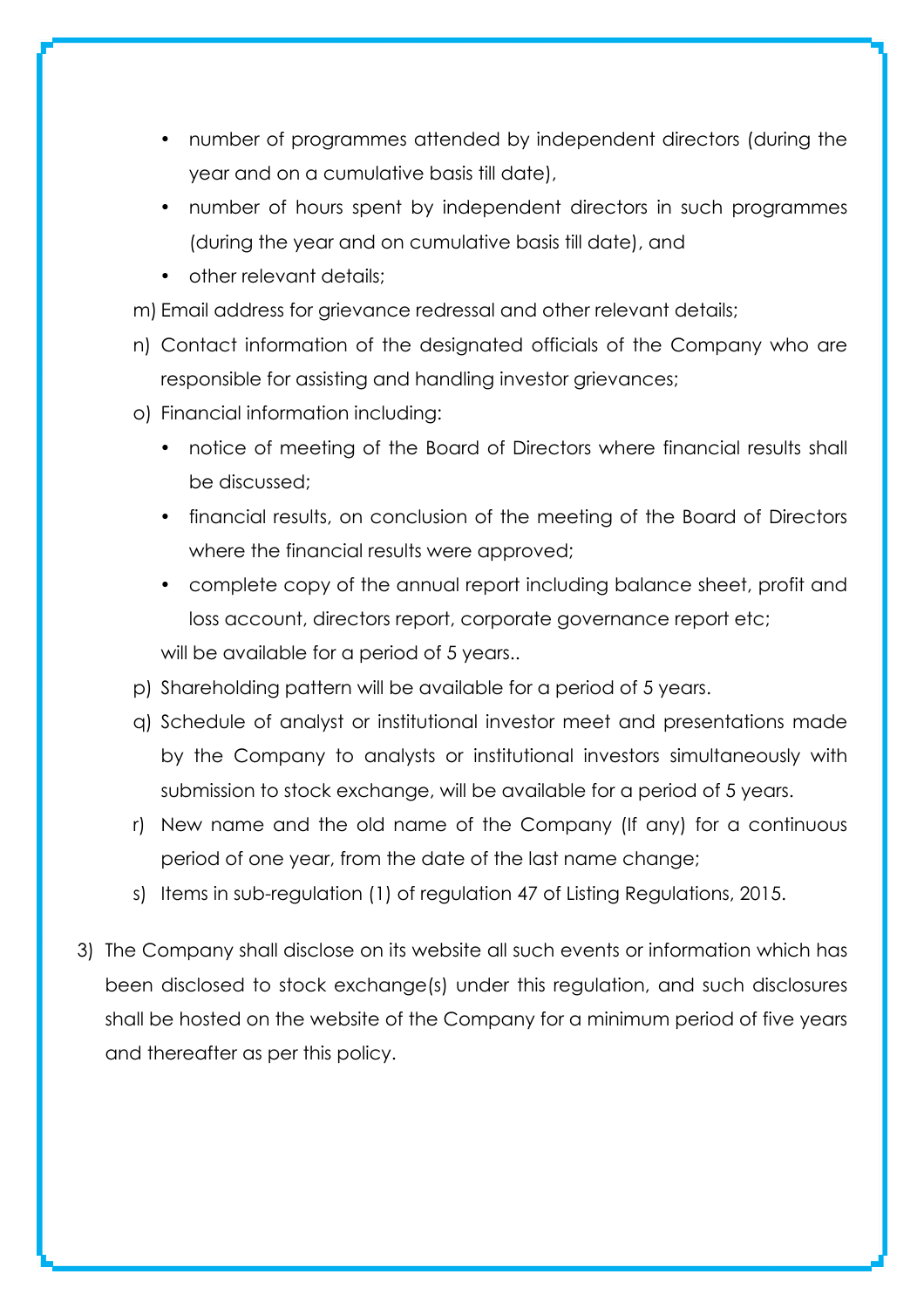- number of programmes attended by independent directors (during the year and on a cumulative basis till date),
- number of hours spent by independent directors in such programmes (during the year and on cumulative basis till date), and
- other relevant details;

m) Email address for grievance redressal and other relevant details;

n) Contact information of the designated officials of the Company who are responsible for assisting and handling investor grievances;

o) Financial information including:

- notice of meeting of the Board of Directors where financial results shall be discussed;
- financial results, on conclusion of the meeting of the Board of Directors where the financial results were approved;
- complete copy of the annual report including balance sheet, profit and loss account, directors report, corporate governance report etc;

will be available for a period of 5 years..

p) Shareholding pattern will be available for a period of 5 years.

q) Schedule of analyst or institutional investor meet and presentations made by the Company to analysts or institutional investors simultaneously with submission to stock exchange, will be available for a period of 5 years.

r) New name and the old name of the Company (If any) for a continuous period of one year, from the date of the last name change;

s) Items in sub-regulation (1) of regulation 47 of Listing Regulations, 2015.

3) The Company shall disclose on its website all such events or information which has been disclosed to stock exchange(s) under this regulation, and such disclosures shall be hosted on the website of the Company for a minimum period of five years and thereafter as per this policy.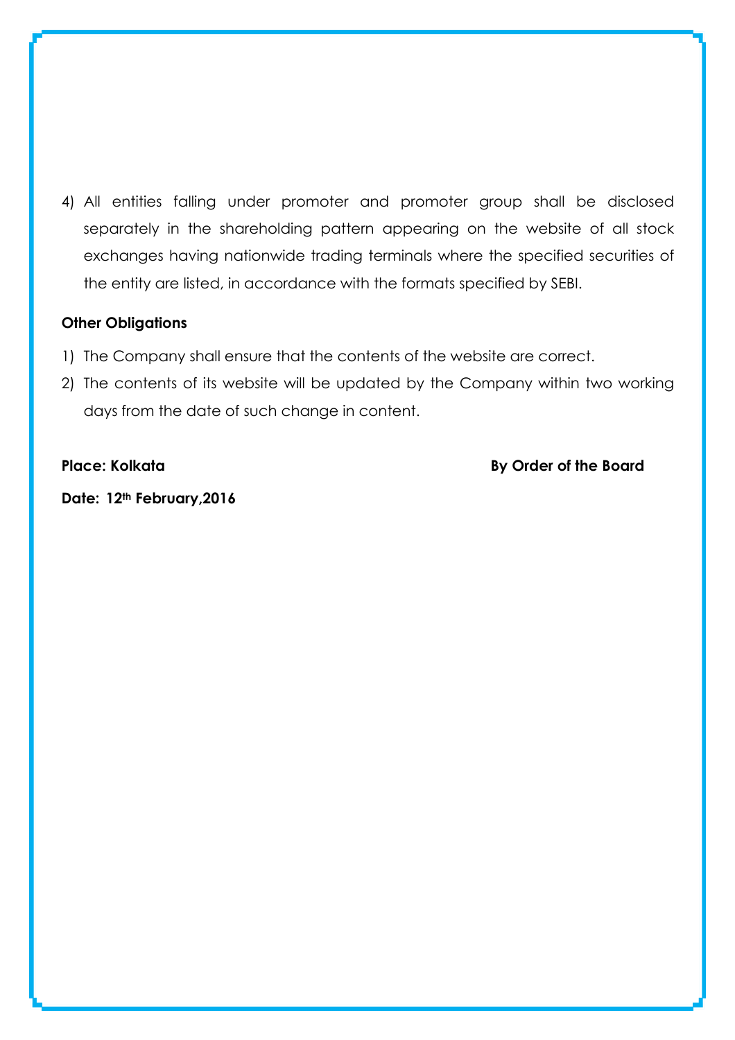4) All entities falling under promoter and promoter group shall be disclosed separately in the shareholding pattern appearing on the website of all stock exchanges having nationwide trading terminals where the specified securities of the entity are listed, in accordance with the formats specified by SEBI.

**Other Obligations**

1) The Company shall ensure that the contents of the website are correct.
2) The contents of its website will be updated by the Company within two working days from the date of such change in content.

**Place: Kolkata** **By Order of the Board**

**Date: 12th February,2016**